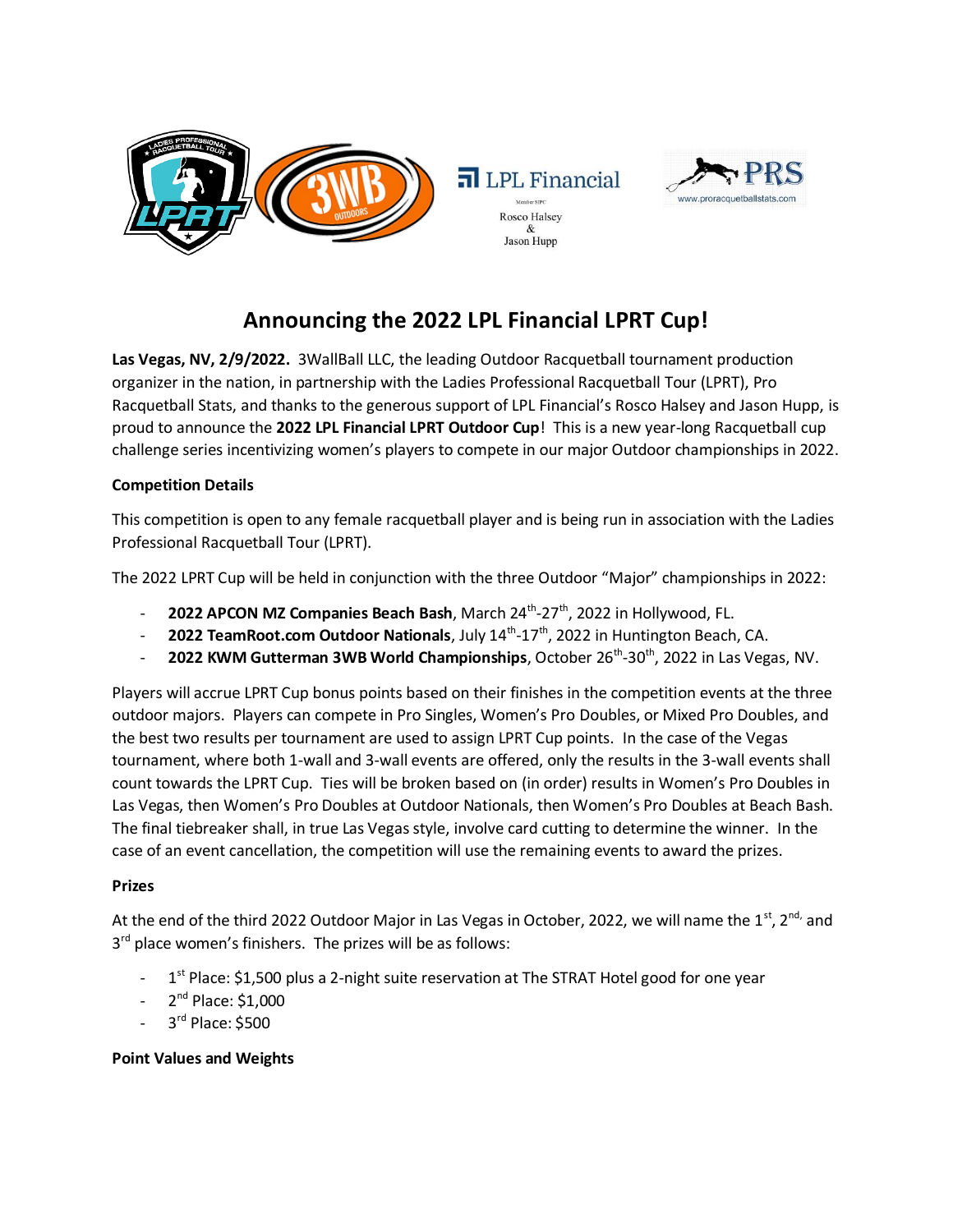Rosco Halsey
&
Jason Hupp

# Announcing the 2022 LPL Financial LPRT Cup!

**Las Vegas, NV, 2/9/2022.** 3WallBall LLC, the leading Outdoor Racquetball tournament production organizer in the nation, in partnership with the Ladies Professional Racquetball Tour (LPRT), Pro Racquetball Stats, and thanks to the generous support of LPL Financial's Rosco Halsey and Jason Hupp, is proud to announce the **2022 LPL Financial LPRT Outdoor Cup**! This is a new year-long Racquetball cup challenge series incentivizing women's players to compete in our major Outdoor championships in 2022.

**Competition Details**

This competition is open to any female racquetball player and is being run in association with the Ladies Professional Racquetball Tour (LPRT).

The 2022 LPRT Cup will be held in conjunction with the three Outdoor "Major" championships in 2022:

- **2022 APCON MZ Companies Beach Bash**, March 24th-27th, 2022 in Hollywood, FL.
- **2022 TeamRoot.com Outdoor Nationals**, July 14th-17th, 2022 in Huntington Beach, CA.
- **2022 KWM Gutterman 3WB World Championships**, October 26th-30th, 2022 in Las Vegas, NV.

Players will accrue LPRT Cup bonus points based on their finishes in the competition events at the three outdoor majors. Players can compete in Pro Singles, Women's Pro Doubles, or Mixed Pro Doubles, and the best two results per tournament are used to assign LPRT Cup points. In the case of the Vegas tournament, where both 1-wall and 3-wall events are offered, only the results in the 3-wall events shall count towards the LPRT Cup. Ties will be broken based on (in order) results in Women's Pro Doubles in Las Vegas, then Women's Pro Doubles at Outdoor Nationals, then Women's Pro Doubles at Beach Bash. The final tiebreaker shall, in true Las Vegas style, involve card cutting to determine the winner. In the case of an event cancellation, the competition will use the remaining events to award the prizes.

**Prizes**

At the end of the third 2022 Outdoor Major in Las Vegas in October, 2022, we will name the 1st, 2nd, and 3rd place women's finishers. The prizes will be as follows:

- 1st Place: $1,500 plus a 2-night suite reservation at The STRAT Hotel good for one year
- 2nd Place: $1,000
- 3rd Place: $500

**Point Values and Weights**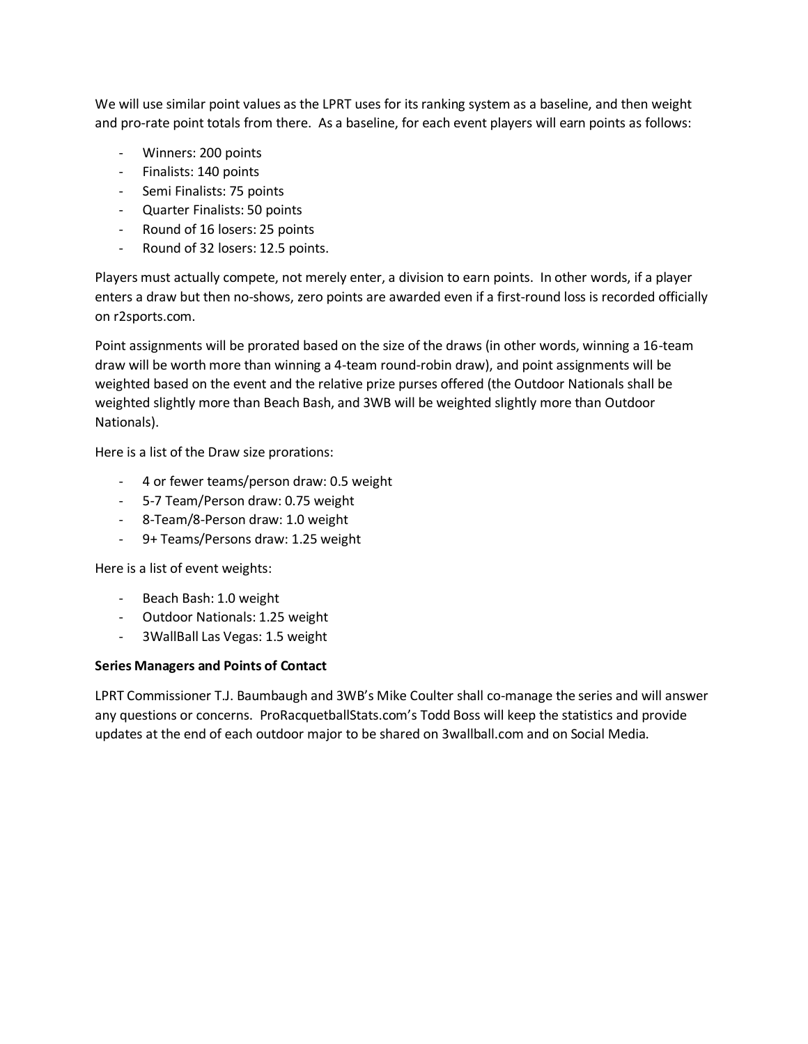We will use similar point values as the LPRT uses for its ranking system as a baseline, and then weight and pro-rate point totals from there. As a baseline, for each event players will earn points as follows:

- Winners: 200 points
- Finalists: 140 points
- Semi Finalists: 75 points
- Quarter Finalists: 50 points
- Round of 16 losers: 25 points
- Round of 32 losers: 12.5 points.

Players must actually compete, not merely enter, a division to earn points. In other words, if a player enters a draw but then no-shows, zero points are awarded even if a first-round loss is recorded officially on r2sports.com.

Point assignments will be prorated based on the size of the draws (in other words, winning a 16-team draw will be worth more than winning a 4-team round-robin draw), and point assignments will be weighted based on the event and the relative prize purses offered (the Outdoor Nationals shall be weighted slightly more than Beach Bash, and 3WB will be weighted slightly more than Outdoor Nationals).

Here is a list of the Draw size prorations:

- 4 or fewer teams/person draw: 0.5 weight
- 5-7 Team/Person draw: 0.75 weight
- 8-Team/8-Person draw: 1.0 weight
- 9+ Teams/Persons draw: 1.25 weight

Here is a list of event weights:

- Beach Bash: 1.0 weight
- Outdoor Nationals: 1.25 weight
- 3WallBall Las Vegas: 1.5 weight

**Series Managers and Points of Contact**

LPRT Commissioner T.J. Baumbaugh and 3WB's Mike Coulter shall co-manage the series and will answer any questions or concerns. ProRacquetballStats.com's Todd Boss will keep the statistics and provide updates at the end of each outdoor major to be shared on 3wallball.com and on Social Media.